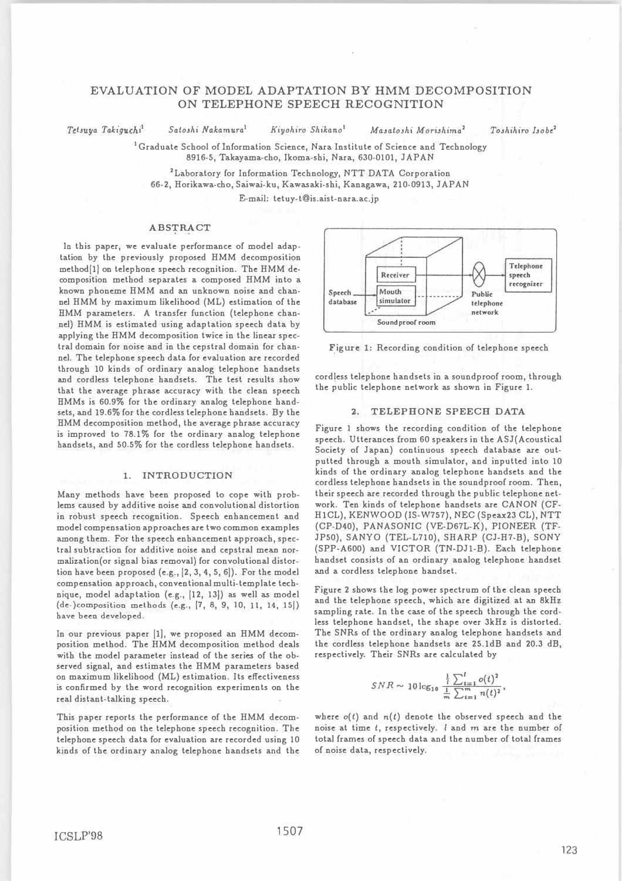# EVALUATION OF MODEL ADAPTATION BY HMM DECOMPOSITION ON TELEPHONE SPEECH RECOGNITION

*Tetsuya Takiguchi*[1] *Satoshi Nakamura*[1] *Kiyohiro Shikano*[1] *Masatoshi Morishima*[2] *Toshihiro Isobe*[2]

[1]Graduate School of Information Science, Nara Institute of Science and Technology
8916-5, Takayama-cho, Ikoma-shi, Nara, 630-0101, JAPAN

[2]Laboratory for Information Technology, NTT DATA Corporation
66-2, Horikawa-cho, Saiwai-ku, Kawasaki-shi, Kanagawa, 210-0913, JAPAN

E-mail: tetuy-t@is.aist-nara.ac.jp

## ABSTRACT

In this paper, we evaluate performance of model adaptation by the previously proposed HMM decomposition method[1] on telephone speech recognition. The HMM decomposition method separates a composed HMM into a known phoneme HMM and an unknown noise and channel HMM by maximum likelihood (ML) estimation of the HMM parameters. A transfer function (telephone channel) HMM is estimated using adaptation speech data by applying the HMM decomposition twice in the linear spectral domain for noise and in the cepstral domain for channel. The telephone speech data for evaluation are recorded through 10 kinds of ordinary analog telephone handsets and cordless telephone handsets. The test results show that the average phrase accuracy with the clean speech HMMs is 60.9% for the ordinary analog telephone handsets, and 19.6% for the cordless telephone handsets. By the HMM decomposition method, the average phrase accuracy is improved to 78.1% for the ordinary analog telephone handsets, and 50.5% for the cordless telephone handsets.

## 1. INTRODUCTION

Many methods have been proposed to cope with problems caused by additive noise and convolutional distortion in robust speech recognition. Speech enhancement and model compensation approaches are two common examples among them. For the speech enhancement approach, spectral subtraction for additive noise and cepstral mean normalization(or signal bias removal) for convolutional distortion have been proposed (e.g., [2, 3, 4, 5, 6]). For the model compensation approach, conventional multi-template technique, model adaptation (e.g., [12, 13]) as well as model (de-)composition methods (e.g., [7, 8, 9, 10, 11, 14, 15]) have been developed.

In our previous paper [1], we proposed an HMM decomposition method. The HMM decomposition method deals with the model parameter instead of the series of the observed signal, and estimates the HMM parameters based on maximum likelihood (ML) estimation. Its effectiveness is confirmed by the word recognition experiments on the real distant-talking speech.

This paper reports the performance of the HMM decomposition method on the telephone speech recognition. The telephone speech data for evaluation are recorded using 10 kinds of the ordinary analog telephone handsets and the cordless telephone handsets in a soundproof room, through the public telephone network as shown in Figure 1.

Speech database
Receiver
Mouth simulator
Soundproof room
Public telephone network
Telephone speech recognizer

Figure 1: Recording condition of telephone speech

## 2. TELEPHONE SPEECH DATA

Figure 1 shows the recording condition of the telephone speech. Utterances from 60 speakers in the ASJ(Acoustical Society of Japan) continuous speech database are outputted through a mouth simulator, and inputted into 10 kinds of the ordinary analog telephone handsets and the cordless telephone handsets in the soundproof room. Then, their speech are recorded through the public telephone network. Ten kinds of telephone handsets are CANON (CF-H1CL), KENWOOD (IS-W757), NEC (Speax23 CL), NTT (CP-D40), PANASONIC (VE-D67L-K), PIONEER (TF-JP50), SANYO (TEL-L710), SHARP (CJ-H7-B), SONY (SPP-A600) and VICTOR (TN-DJ1-B). Each telephone handset consists of an ordinary analog telephone handset and a cordless telephone handset.

Figure 2 shows the log power spectrum of the clean speech and the telephone speech, which are digitized at an 8kHz sampling rate. In the case of the speech through the cordless telephone handset, the shape over 3kHz is distorted. The SNRs of the ordinary analog telephone handsets and the cordless telephone handsets are 25.1dB and 20.3 dB, respectively. Their SNRs are calculated by

$$SNR \sim 10\log_{10}\frac{\frac{1}{l}\sum_{t=1}^{l}o(t)^2}{\frac{1}{m}\sum_{t=1}^{m}n(t)^2},$$

where $o(t)$ and $n(t)$ denote the observed speech and the noise at time $t$, respectively. $l$ and $m$ are the number of total frames of speech data and the number of total frames of noise data, respectively.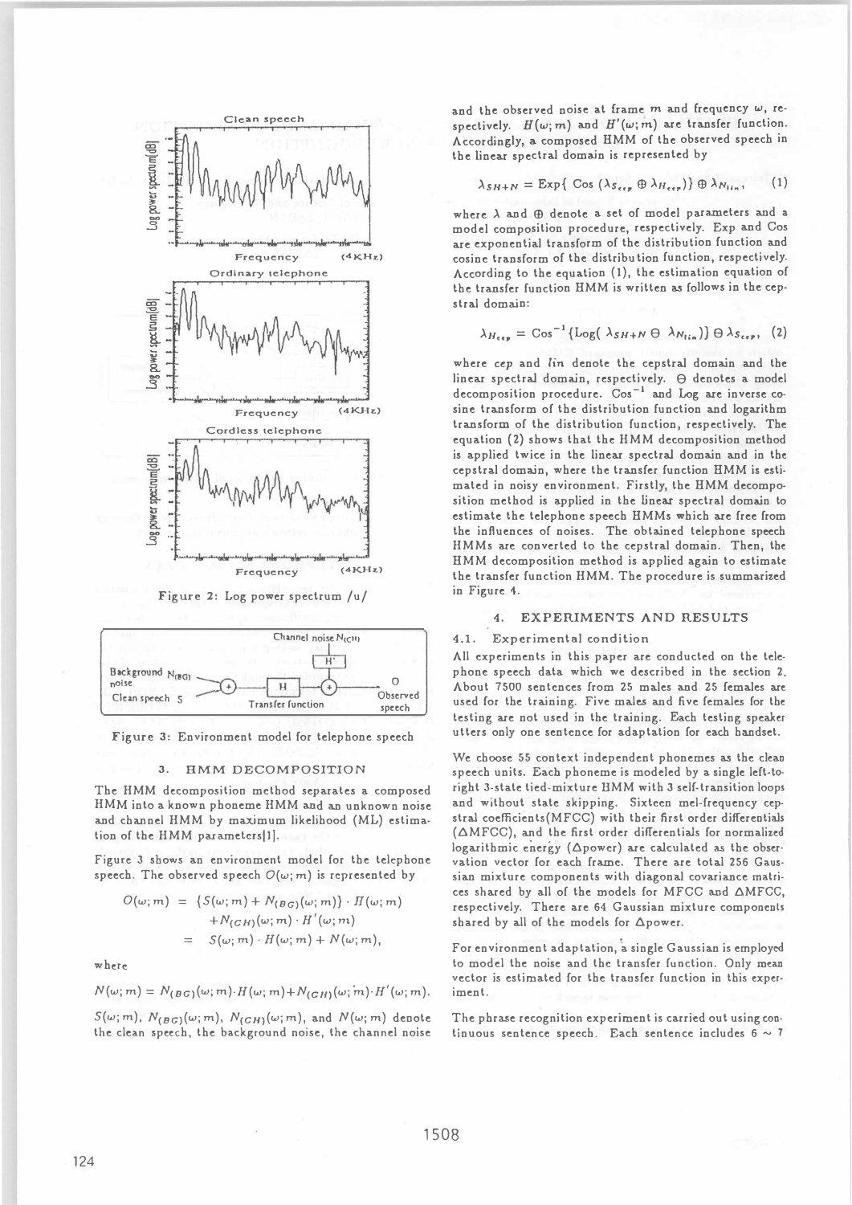Clean speech

Log power spectrum[dB]

Frequency (4KHz)

Ordinary telephone

Log power spectrum[dB]

Frequency (4KHz)

Cordless telephone

Log power spectrum[dB]

Frequency (4KHz)

Figure 2: Log power spectrum /u/

Channel noise $N_{(CH)}$

H'

Background noise $N_{(BG)}$

Clean speech S

H

Transfer function

O

Observed speech

Figure 3: Environment model for telephone speech

## 3. HMM DECOMPOSITION

The HMM decomposition method separates a composed HMM into a known phoneme HMM and an unknown noise and channel HMM by maximum likelihood (ML) estimation of the HMM parameters[1].

Figure 3 shows an environment model for the telephone speech. The observed speech $O(\omega;m)$ is represented by

$$
\begin{aligned}
O(\omega;m) &= \{S(\omega;m) + N_{(BG)}(\omega;m)\} \cdot H(\omega;m) \\
&\quad + N_{(CH)}(\omega;m) \cdot H'(\omega;m) \\
&= S(\omega;m) \cdot H(\omega;m) + N(\omega;m),
\end{aligned}
$$

where

$$N(\omega;m) = N_{(BG)}(\omega;m) \cdot H(\omega;m) + N_{(CH)}(\omega;m) \cdot H'(\omega;m).$$

$S(\omega;m)$, $N_{(BG)}(\omega;m)$, $N_{(CH)}(\omega;m)$, and $N(\omega;m)$ denote the clean speech, the background noise, the channel noise and the observed noise at frame $m$ and frequency $\omega$, respectively. $H(\omega;m)$ and $H'(\omega;m)$ are transfer function. Accordingly, a composed HMM of the observed speech in the linear spectral domain is represented by

$$\lambda_{SH+N} = \mathrm{Exp}\{\ \mathrm{Cos}\ (\lambda_{S_{cep}} \oplus \lambda_{H_{cep}})\} \oplus \lambda_{N_{lin}}, \quad (1)$$

where $\lambda$ and $\oplus$ denote a set of model parameters and a model composition procedure, respectively. Exp and Cos are exponential transform of the distribution function and cosine transform of the distribution function, respectively. According to the equation (1), the estimation equation of the transfer function HMM is written as follows in the cepstral domain:

$$\lambda_{H_{cep}} = \mathrm{Cos}^{-1}\{\mathrm{Log}(\ \lambda_{SH+N} \ominus \lambda_{N_{lin}})\} \ominus \lambda_{S_{cep}}, \quad (2)$$

where $cep$ and $lin$ denote the cepstral domain and the linear spectral domain, respectively. $\ominus$ denotes a model decomposition procedure. $\mathrm{Cos}^{-1}$ and Log are inverse cosine transform of the distribution function and logarithm transform of the distribution function, respectively. The equation (2) shows that the HMM decomposition method is applied twice in the linear spectral domain and in the cepstral domain, where the transfer function HMM is estimated in noisy environment. Firstly, the HMM decomposition method is applied in the linear spectral domain to estimate the telephone speech HMMs which are free from the influences of noises. The obtained telephone speech HMMs are converted to the cepstral domain. Then, the HMM decomposition method is applied again to estimate the transfer function HMM. The procedure is summarized in Figure 4.

## 4. EXPERIMENTS AND RESULTS

### 4.1. Experimental condition

All experiments in this paper are conducted on the telephone speech data which we described in the section 2. About 7500 sentences from 25 males and 25 females are used for the training. Five males and five females for the testing are not used in the training. Each testing speaker utters only one sentence for adaptation for each handset.

We choose 55 context independent phonemes as the clean speech units. Each phoneme is modeled by a single left-to-right 3-state tied-mixture HMM with 3 self-transition loops and without state skipping. Sixteen mel-frequency cepstral coefficients(MFCC) with their first order differentials ($\Delta$MFCC), and the first order differentials for normalized logarithmic energy ($\Delta$power) are calculated as the observation vector for each frame. There are total 256 Gaussian mixture components with diagonal covariance matrices shared by all of the models for MFCC and $\Delta$MFCC, respectively. There are 64 Gaussian mixture components shared by all of the models for $\Delta$power.

For environment adaptation, a single Gaussian is employed to model the noise and the transfer function. Only mean vector is estimated for the transfer function in this experiment.

The phrase recognition experiment is carried out using continuous sentence speech. Each sentence includes 6 ~ 7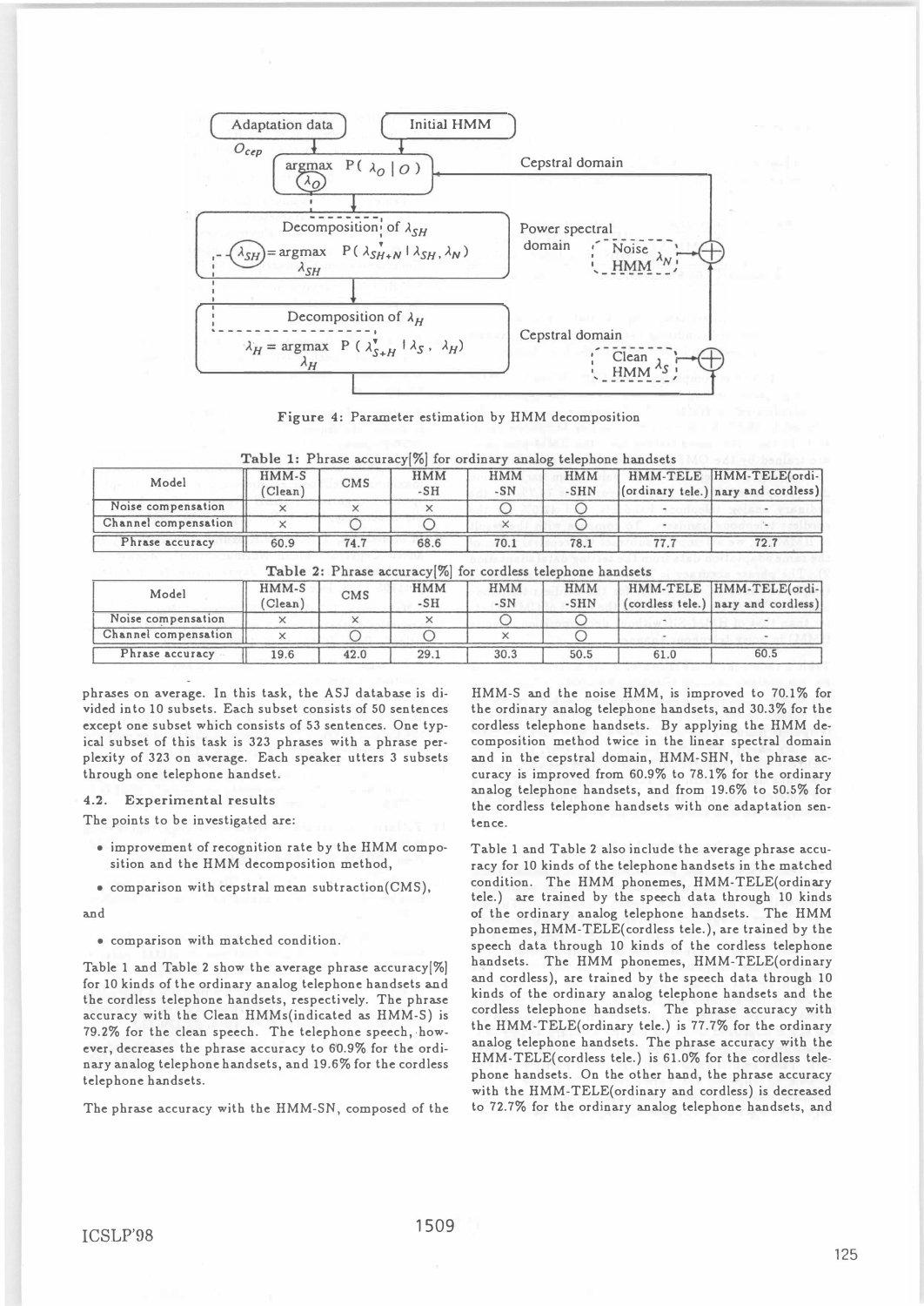Adaptation data

Initial HMM

$O_{cep}$

$\underset{\lambda_O}{\text{argmax}}\ P(\lambda_O \mid O)$

Cepstral domain

Decomposition of $\lambda_{SH}$

$\lambda_{SH} = \underset{\lambda_{SH}}{\text{argmax}}\ P(\lambda_{SH+N} \mid \lambda_{SH}, \lambda_N)$

Power spectral domain

Noise HMM $\lambda_N$

Decomposition of $\lambda_H$

$\lambda_H = \underset{\lambda_H}{\text{argmax}}\ P(\lambda_{S+H}^{*} \mid \lambda_S, \lambda_H)$

Cepstral domain

Clean HMM $\lambda_S$

Figure 4: Parameter estimation by HMM decomposition

Table 1: Phrase accuracy[%] for ordinary analog telephone handsets

| Model | HMM-S (Clean) | CMS | HMM -SH | HMM -SN | HMM -SHN | HMM-TELE (ordinary tele.) | HMM-TELE(ordinary and cordless) |
|---|---|---|---|---|---|---|---|
| Noise compensation | × | × | × | ○ | ○ | - | - |
| Channel compensation | × | ○ | ○ | × | ○ | - | - |
| Phrase accuracy | 60.9 | 74.7 | 68.6 | 70.1 | 78.1 | 77.7 | 72.7 |

Table 2: Phrase accuracy[%] for cordless telephone handsets

| Model | HMM-S (Clean) | CMS | HMM -SH | HMM -SN | HMM -SHN | HMM-TELE (cordless tele.) | HMM-TELE(ordinary and cordless) |
|---|---|---|---|---|---|---|---|
| Noise compensation | × | × | × | ○ | ○ | - | - |
| Channel compensation | × | ○ | ○ | × | ○ | - | - |
| Phrase accuracy | 19.6 | 42.0 | 29.1 | 30.3 | 50.5 | 61.0 | 60.5 |

phrases on average. In this task, the ASJ database is divided into 10 subsets. Each subset consists of 50 sentences except one subset which consists of 53 sentences. One typical subset of this task is 323 phrases with a phrase perplexity of 323 on average. Each speaker utters 3 subsets through one telephone handset.

### 4.2. Experimental results

The points to be investigated are:

- improvement of recognition rate by the HMM composition and the HMM decomposition method,
- comparison with cepstral mean subtraction(CMS),

and

- comparison with matched condition.

Table 1 and Table 2 show the average phrase accuracy[%] for 10 kinds of the ordinary analog telephone handsets and the cordless telephone handsets, respectively. The phrase accuracy with the Clean HMMs(indicated as HMM-S) is 79.2% for the clean speech. The telephone speech, however, decreases the phrase accuracy to 60.9% for the ordinary analog telephone handsets, and 19.6% for the cordless telephone handsets.

The phrase accuracy with the HMM-SN, composed of the HMM-S and the noise HMM, is improved to 70.1% for the ordinary analog telephone handsets, and 30.3% for the cordless telephone handsets. By applying the HMM decomposition method twice in the linear spectral domain and in the cepstral domain, HMM-SHN, the phrase accuracy is improved from 60.9% to 78.1% for the ordinary analog telephone handsets, and from 19.6% to 50.5% for the cordless telephone handsets with one adaptation sentence.

Table 1 and Table 2 also include the average phrase accuracy for 10 kinds of the telephone handsets in the matched condition. The HMM phonemes, HMM-TELE(ordinary tele.) are trained by the speech data through 10 kinds of the ordinary analog telephone handsets. The HMM phonemes, HMM-TELE(cordless tele.), are trained by the speech data through 10 kinds of the cordless telephone handsets. The HMM phonemes, HMM-TELE(ordinary and cordless), are trained by the speech data through 10 kinds of the ordinary analog telephone handsets and the cordless telephone handsets. The phrase accuracy with the HMM-TELE(ordinary tele.) is 77.7% for the ordinary analog telephone handsets. The phrase accuracy with the HMM-TELE(cordless tele.) is 61.0% for the cordless telephone handsets. On the other hand, the phrase accuracy with the HMM-TELE(ordinary and cordless) is decreased to 72.7% for the ordinary analog telephone handsets, and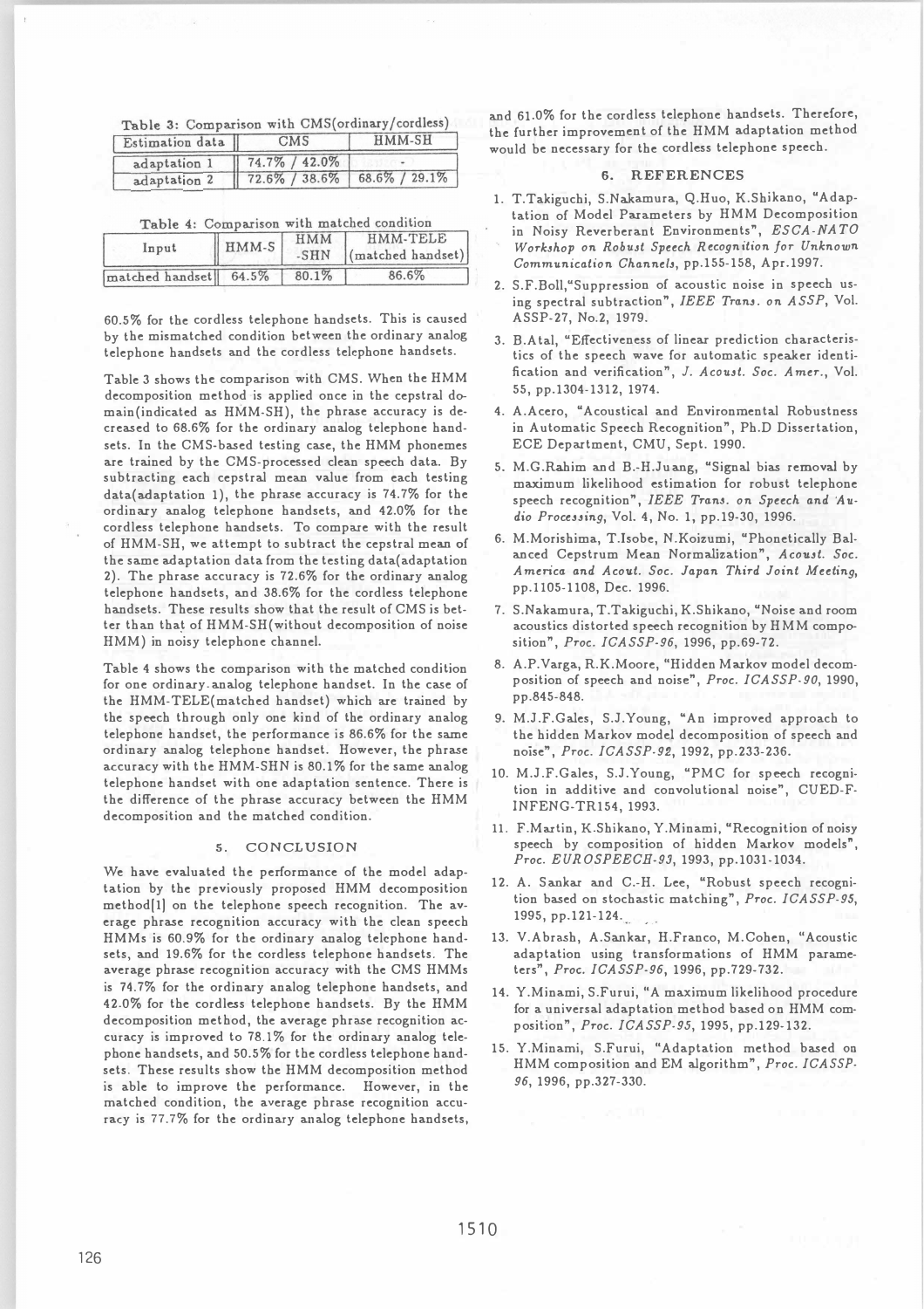Table 3: Comparison with CMS(ordinary/cordless)

| Estimation data | CMS | HMM-SH |
|---|---|---|
| adaptation 1 | 74.7% / 42.0% | - |
| adaptation 2 | 72.6% / 38.6% | 68.6% / 29.1% |

Table 4: Comparison with matched condition

| Input | HMM-S | HMM -SHN | HMM-TELE (matched handset) |
|---|---|---|---|
| matched handset | 64.5% | 80.1% | 86.6% |

60.5% for the cordless telephone handsets. This is caused by the mismatched condition between the ordinary analog telephone handsets and the cordless telephone handsets.

Table 3 shows the comparison with CMS. When the HMM decomposition method is applied once in the cepstral domain(indicated as HMM-SH), the phrase accuracy is decreased to 68.6% for the ordinary analog telephone handsets. In the CMS-based testing case, the HMM phonemes are trained by the CMS-processed clean speech data. By subtracting each cepstral mean value from each testing data(adaptation 1), the phrase accuracy is 74.7% for the ordinary analog telephone handsets, and 42.0% for the cordless telephone handsets. To compare with the result of HMM-SH, we attempt to subtract the cepstral mean of the same adaptation data from the testing data(adaptation 2). The phrase accuracy is 72.6% for the ordinary analog telephone handsets, and 38.6% for the cordless telephone handsets. These results show that the result of CMS is better than that of HMM-SH(without decomposition of noise HMM) in noisy telephone channel.

Table 4 shows the comparison with the matched condition for one ordinary analog telephone handset. In the case of the HMM-TELE(matched handset) which are trained by the speech through only one kind of the ordinary analog telephone handset, the performance is 86.6% for the same ordinary analog telephone handset. However, the phrase accuracy with the HMM-SHN is 80.1% for the same analog telephone handset with one adaptation sentence. There is the difference of the phrase accuracy between the HMM decomposition and the matched condition.

## 5. CONCLUSION

We have evaluated the performance of the model adaptation by the previously proposed HMM decomposition method[1] on the telephone speech recognition. The average phrase recognition accuracy with the clean speech HMMs is 60.9% for the ordinary analog telephone handsets, and 19.6% for the cordless telephone handsets. The average phrase recognition accuracy with the CMS HMMs is 74.7% for the ordinary analog telephone handsets, and 42.0% for the cordless telephone handsets. By the HMM decomposition method, the average phrase recognition accuracy is improved to 78.1% for the ordinary analog telephone handsets, and 50.5% for the cordless telephone handsets. These results show the HMM decomposition method is able to improve the performance. However, in the matched condition, the average phrase recognition accuracy is 77.7% for the ordinary analog telephone handsets, and 61.0% for the cordless telephone handsets. Therefore, the further improvement of the HMM adaptation method would be necessary for the cordless telephone speech.

## 6. REFERENCES

1. T.Takiguchi, S.Nakamura, Q.Huo, K.Shikano, "Adaptation of Model Parameters by HMM Decomposition in Noisy Reverberant Environments", *ESCA-NATO Workshop on Robust Speech Recognition for Unknown Communication Channels*, pp.155-158, Apr.1997.
2. S.F.Boll,"Suppression of acoustic noise in speech using spectral subtraction", *IEEE Trans. on ASSP*, Vol. ASSP-27, No.2, 1979.
3. B.Atal, "Effectiveness of linear prediction characteristics of the speech wave for automatic speaker identification and verification", *J. Acoust. Soc. Amer.*, Vol. 55, pp.1304-1312, 1974.
4. A.Acero, "Acoustical and Environmental Robustness in Automatic Speech Recognition", Ph.D Dissertation, ECE Department, CMU, Sept. 1990.
5. M.G.Rahim and B.-H.Juang, "Signal bias removal by maximum likelihood estimation for robust telephone speech recognition", *IEEE Trans. on Speech and Audio Processing*, Vol. 4, No. 1, pp.19-30, 1996.
6. M.Morishima, T.Isobe, N.Koizumi, "Phonetically Balanced Cepstrum Mean Normalization", *Acoust. Soc. America and Acout. Soc. Japan Third Joint Meeting*, pp.1105-1108, Dec. 1996.
7. S.Nakamura, T.Takiguchi, K.Shikano, "Noise and room acoustics distorted speech recognition by HMM composition", *Proc. ICASSP-96*, 1996, pp.69-72.
8. A.P.Varga, R.K.Moore, "Hidden Markov model decomposition of speech and noise", *Proc. ICASSP-90*, 1990, pp.845-848.
9. M.J.F.Gales, S.J.Young, "An improved approach to the hidden Markov model decomposition of speech and noise", *Proc. ICASSP-92*, 1992, pp.233-236.
10. M.J.F.Gales, S.J.Young, "PMC for speech recognition in additive and convolutional noise", CUED-F-INFENG-TR154, 1993.
11. F.Martin, K.Shikano, Y.Minami, "Recognition of noisy speech by composition of hidden Markov models", *Proc. EUROSPEECH-93*, 1993, pp.1031-1034.
12. A. Sankar and C.-H. Lee, "Robust speech recognition based on stochastic matching", *Proc. ICASSP-95*, 1995, pp.121-124.
13. V.Abrash, A.Sankar, H.Franco, M.Cohen, "Acoustic adaptation using transformations of HMM parameters", *Proc. ICASSP-96*, 1996, pp.729-732.
14. Y.Minami, S.Furui, "A maximum likelihood procedure for a universal adaptation method based on HMM composition", *Proc. ICASSP-95*, 1995, pp.129-132.
15. Y.Minami, S.Furui, "Adaptation method based on HMM composition and EM algorithm", *Proc. ICASSP-96*, 1996, pp.327-330.